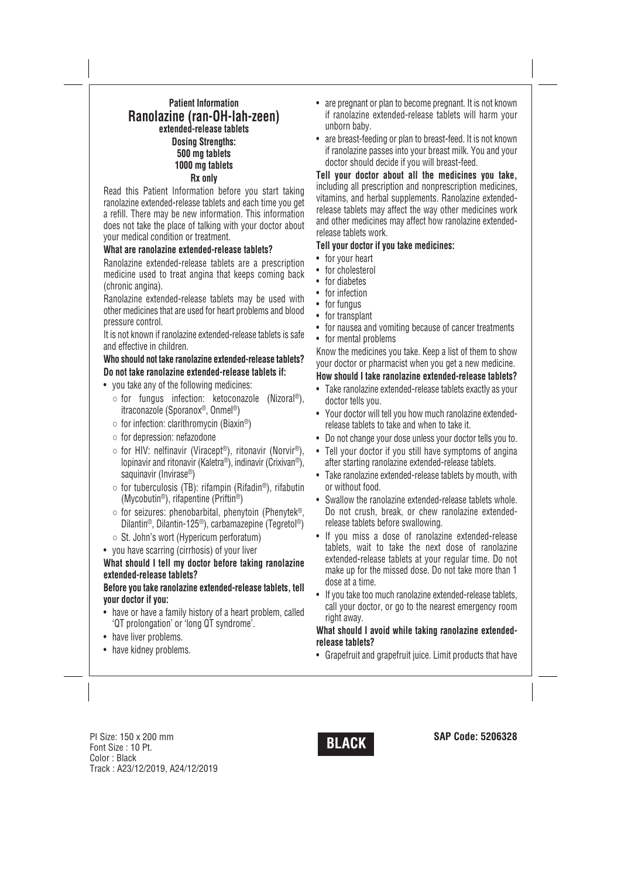# Patient Information

## Ranolazine (ran-OH-lah-zeen)

**extended-release tablets**

**Dosing Strengths:**
**500 mg tablets**
**1000 mg tablets**
**Rx only**

Read this Patient Information before you start taking ranolazine extended-release tablets and each time you get a refill. There may be new information. This information does not take the place of talking with your doctor about your medical condition or treatment.

### What are ranolazine extended-release tablets?

Ranolazine extended-release tablets are a prescription medicine used to treat angina that keeps coming back (chronic angina).

Ranolazine extended-release tablets may be used with other medicines that are used for heart problems and blood pressure control.

It is not known if ranolazine extended-release tablets is safe and effective in children.

### Who should not take ranolazine extended-release tablets?

**Do not take ranolazine extended-release tablets if:**

- you take any of the following medicines:
  - for fungus infection: ketoconazole (Nizoral®), itraconazole (Sporanox®, Onmel®)
  - for infection: clarithromycin (Biaxin®)
  - for depression: nefazodone
  - for HIV: nelfinavir (Viracept®), ritonavir (Norvir®), lopinavir and ritonavir (Kaletra®), indinavir (Crixivan®), saquinavir (Invirase®)
  - for tuberculosis (TB): rifampin (Rifadin®), rifabutin (Mycobutin®), rifapentine (Priftin®)
  - for seizures: phenobarbital, phenytoin (Phenytek®, Dilantin®, Dilantin-125®), carbamazepine (Tegretol®)
  - St. John's wort (Hypericum perforatum)
- you have scarring (cirrhosis) of your liver

### What should I tell my doctor before taking ranolazine extended-release tablets?

**Before you take ranolazine extended-release tablets, tell your doctor if you:**

- have or have a family history of a heart problem, called 'QT prolongation' or 'long QT syndrome'.
- have liver problems.
- have kidney problems.
- are pregnant or plan to become pregnant. It is not known if ranolazine extended-release tablets will harm your unborn baby.
- are breast-feeding or plan to breast-feed. It is not known if ranolazine passes into your breast milk. You and your doctor should decide if you will breast-feed.

**Tell your doctor about all the medicines you take,** including all prescription and nonprescription medicines, vitamins, and herbal supplements. Ranolazine extended-release tablets may affect the way other medicines work and other medicines may affect how ranolazine extended-release tablets work.

**Tell your doctor if you take medicines:**

- for your heart
- for cholesterol
- for diabetes
- for infection
- for fungus
- for transplant
- for nausea and vomiting because of cancer treatments
- for mental problems

Know the medicines you take. Keep a list of them to show your doctor or pharmacist when you get a new medicine.

### How should I take ranolazine extended-release tablets?

- Take ranolazine extended-release tablets exactly as your doctor tells you.
- Your doctor will tell you how much ranolazine extended-release tablets to take and when to take it.
- Do not change your dose unless your doctor tells you to.
- Tell your doctor if you still have symptoms of angina after starting ranolazine extended-release tablets.
- Take ranolazine extended-release tablets by mouth, with or without food.
- Swallow the ranolazine extended-release tablets whole. Do not crush, break, or chew ranolazine extended-release tablets before swallowing.
- If you miss a dose of ranolazine extended-release tablets, wait to take the next dose of ranolazine extended-release tablets at your regular time. Do not make up for the missed dose. Do not take more than 1 dose at a time.
- If you take too much ranolazine extended-release tablets, call your doctor, or go to the nearest emergency room right away.

### What should I avoid while taking ranolazine extended-release tablets?

- Grapefruit and grapefruit juice. Limit products that have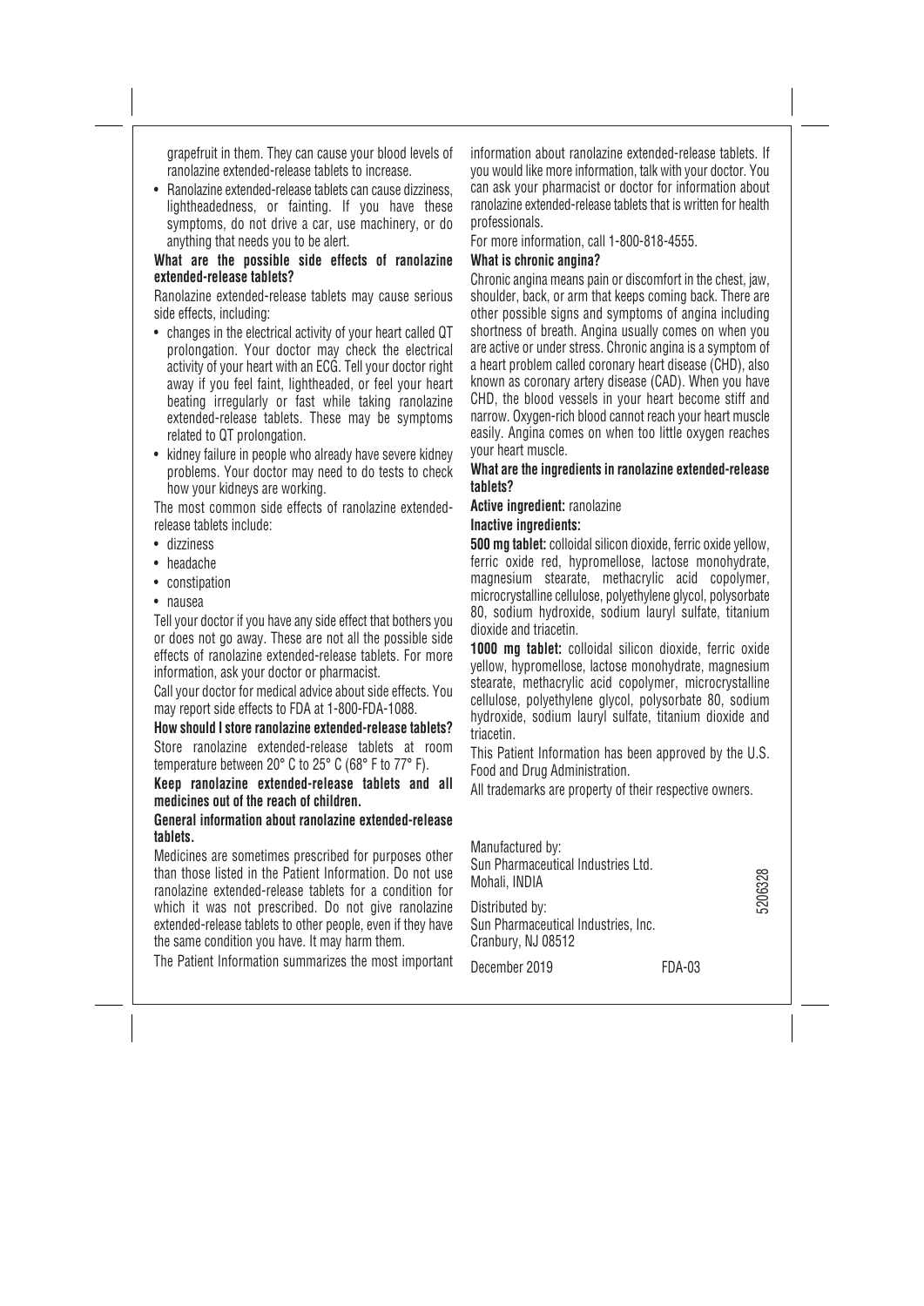grapefruit in them. They can cause your blood levels of ranolazine extended-release tablets to increase.

- Ranolazine extended-release tablets can cause dizziness, lightheadedness, or fainting. If you have these symptoms, do not drive a car, use machinery, or do anything that needs you to be alert.

**What are the possible side effects of ranolazine extended-release tablets?**

Ranolazine extended-release tablets may cause serious side effects, including:

- changes in the electrical activity of your heart called QT prolongation. Your doctor may check the electrical activity of your heart with an ECG. Tell your doctor right away if you feel faint, lightheaded, or feel your heart beating irregularly or fast while taking ranolazine extended-release tablets. These may be symptoms related to QT prolongation.
- kidney failure in people who already have severe kidney problems. Your doctor may need to do tests to check how your kidneys are working.

The most common side effects of ranolazine extended-release tablets include:

- dizziness
- headache
- constipation
- nausea

Tell your doctor if you have any side effect that bothers you or does not go away. These are not all the possible side effects of ranolazine extended-release tablets. For more information, ask your doctor or pharmacist.

Call your doctor for medical advice about side effects. You may report side effects to FDA at 1-800-FDA-1088.

**How should I store ranolazine extended-release tablets?**

Store ranolazine extended-release tablets at room temperature between 20° C to 25° C (68° F to 77° F).

**Keep ranolazine extended-release tablets and all medicines out of the reach of children.**

**General information about ranolazine extended-release tablets.**

Medicines are sometimes prescribed for purposes other than those listed in the Patient Information. Do not use ranolazine extended-release tablets for a condition for which it was not prescribed. Do not give ranolazine extended-release tablets to other people, even if they have the same condition you have. It may harm them.

The Patient Information summarizes the most important information about ranolazine extended-release tablets. If you would like more information, talk with your doctor. You can ask your pharmacist or doctor for information about ranolazine extended-release tablets that is written for health professionals.

For more information, call 1-800-818-4555.

**What is chronic angina?**

Chronic angina means pain or discomfort in the chest, jaw, shoulder, back, or arm that keeps coming back. There are other possible signs and symptoms of angina including shortness of breath. Angina usually comes on when you are active or under stress. Chronic angina is a symptom of a heart problem called coronary heart disease (CHD), also known as coronary artery disease (CAD). When you have CHD, the blood vessels in your heart become stiff and narrow. Oxygen-rich blood cannot reach your heart muscle easily. Angina comes on when too little oxygen reaches your heart muscle.

**What are the ingredients in ranolazine extended-release tablets?**

**Active ingredient:** ranolazine

**Inactive ingredients:**

**500 mg tablet:** colloidal silicon dioxide, ferric oxide yellow, ferric oxide red, hypromellose, lactose monohydrate, magnesium stearate, methacrylic acid copolymer, microcrystalline cellulose, polyethylene glycol, polysorbate 80, sodium hydroxide, sodium lauryl sulfate, titanium dioxide and triacetin.

**1000 mg tablet:** colloidal silicon dioxide, ferric oxide yellow, hypromellose, lactose monohydrate, magnesium stearate, methacrylic acid copolymer, microcrystalline cellulose, polyethylene glycol, polysorbate 80, sodium hydroxide, sodium lauryl sulfate, titanium dioxide and triacetin.

This Patient Information has been approved by the U.S. Food and Drug Administration.

All trademarks are property of their respective owners.

Manufactured by:
Sun Pharmaceutical Industries Ltd.
Mohali, INDIA

Distributed by:
Sun Pharmaceutical Industries, Inc.
Cranbury, NJ 08512

December 2019 FDA-03

5206328